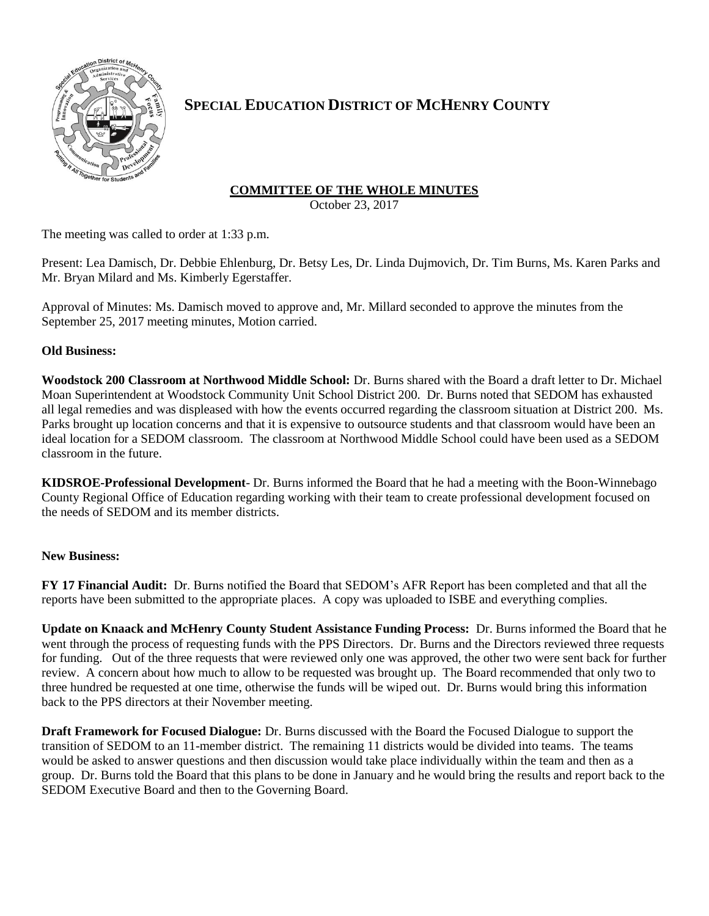# SPECIAL EDUCATION DISTRICT OF MCHENRY COUNTY

**COMMITTEE OF THE WHOLE MINUTES**

October 23, 2017

The meeting was called to order at 1:33 p.m.

Present: Lea Damisch, Dr. Debbie Ehlenburg, Dr. Betsy Les, Dr. Linda Dujmovich, Dr. Tim Burns, Ms. Karen Parks and Mr. Bryan Milard and Ms. Kimberly Egerstaffer.

Approval of Minutes: Ms. Damisch moved to approve and, Mr. Millard seconded to approve the minutes from the September 25, 2017 meeting minutes, Motion carried.

**Old Business:**

**Woodstock 200 Classroom at Northwood Middle School:** Dr. Burns shared with the Board a draft letter to Dr. Michael Moan Superintendent at Woodstock Community Unit School District 200. Dr. Burns noted that SEDOM has exhausted all legal remedies and was displeased with how the events occurred regarding the classroom situation at District 200. Ms. Parks brought up location concerns and that it is expensive to outsource students and that classroom would have been an ideal location for a SEDOM classroom. The classroom at Northwood Middle School could have been used as a SEDOM classroom in the future.

**KIDSROE-Professional Development**- Dr. Burns informed the Board that he had a meeting with the Boon-Winnebago County Regional Office of Education regarding working with their team to create professional development focused on the needs of SEDOM and its member districts.

**New Business:**

**FY 17 Financial Audit:** Dr. Burns notified the Board that SEDOM's AFR Report has been completed and that all the reports have been submitted to the appropriate places. A copy was uploaded to ISBE and everything complies.

**Update on Knaack and McHenry County Student Assistance Funding Process:** Dr. Burns informed the Board that he went through the process of requesting funds with the PPS Directors. Dr. Burns and the Directors reviewed three requests for funding. Out of the three requests that were reviewed only one was approved, the other two were sent back for further review. A concern about how much to allow to be requested was brought up. The Board recommended that only two to three hundred be requested at one time, otherwise the funds will be wiped out. Dr. Burns would bring this information back to the PPS directors at their November meeting.

**Draft Framework for Focused Dialogue:** Dr. Burns discussed with the Board the Focused Dialogue to support the transition of SEDOM to an 11-member district. The remaining 11 districts would be divided into teams. The teams would be asked to answer questions and then discussion would take place individually within the team and then as a group. Dr. Burns told the Board that this plans to be done in January and he would bring the results and report back to the SEDOM Executive Board and then to the Governing Board.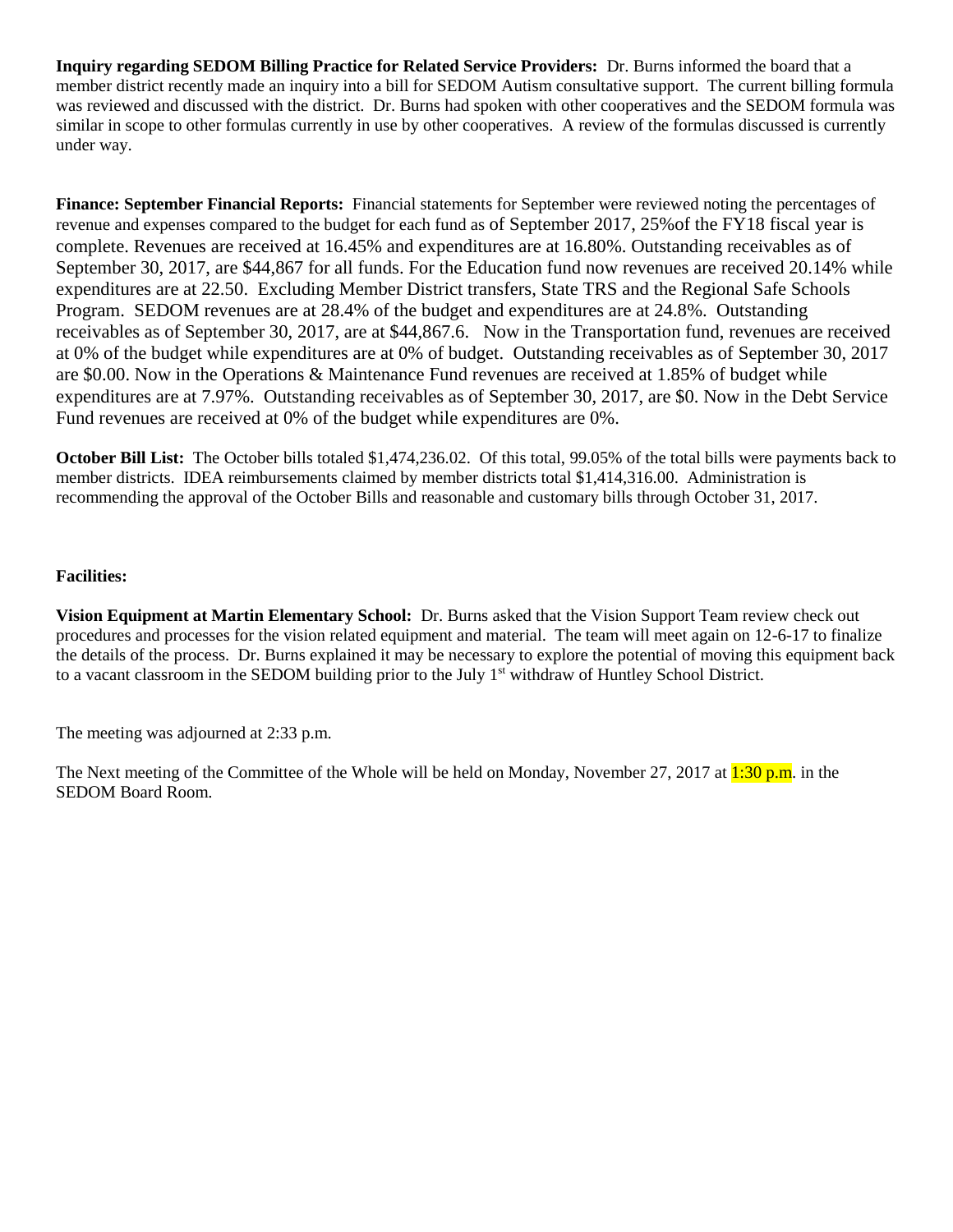**Inquiry regarding SEDOM Billing Practice for Related Service Providers:** Dr. Burns informed the board that a member district recently made an inquiry into a bill for SEDOM Autism consultative support. The current billing formula was reviewed and discussed with the district. Dr. Burns had spoken with other cooperatives and the SEDOM formula was similar in scope to other formulas currently in use by other cooperatives. A review of the formulas discussed is currently under way.

**Finance: September Financial Reports:** Financial statements for September were reviewed noting the percentages of revenue and expenses compared to the budget for each fund as of September 2017, 25%of the FY18 fiscal year is complete. Revenues are received at 16.45% and expenditures are at 16.80%. Outstanding receivables as of September 30, 2017, are $44,867 for all funds. For the Education fund now revenues are received 20.14% while expenditures are at 22.50. Excluding Member District transfers, State TRS and the Regional Safe Schools Program. SEDOM revenues are at 28.4% of the budget and expenditures are at 24.8%. Outstanding receivables as of September 30, 2017, are at $44,867.6. Now in the Transportation fund, revenues are received at 0% of the budget while expenditures are at 0% of budget. Outstanding receivables as of September 30, 2017 are $0.00. Now in the Operations & Maintenance Fund revenues are received at 1.85% of budget while expenditures are at 7.97%. Outstanding receivables as of September 30, 2017, are $0. Now in the Debt Service Fund revenues are received at 0% of the budget while expenditures are 0%.

**October Bill List:** The October bills totaled $1,474,236.02. Of this total, 99.05% of the total bills were payments back to member districts. IDEA reimbursements claimed by member districts total $1,414,316.00. Administration is recommending the approval of the October Bills and reasonable and customary bills through October 31, 2017.

**Facilities:**

**Vision Equipment at Martin Elementary School:** Dr. Burns asked that the Vision Support Team review check out procedures and processes for the vision related equipment and material. The team will meet again on 12-6-17 to finalize the details of the process. Dr. Burns explained it may be necessary to explore the potential of moving this equipment back to a vacant classroom in the SEDOM building prior to the July 1st withdraw of Huntley School District.

The meeting was adjourned at 2:33 p.m.

The Next meeting of the Committee of the Whole will be held on Monday, November 27, 2017 at 1:30 p.m. in the SEDOM Board Room.